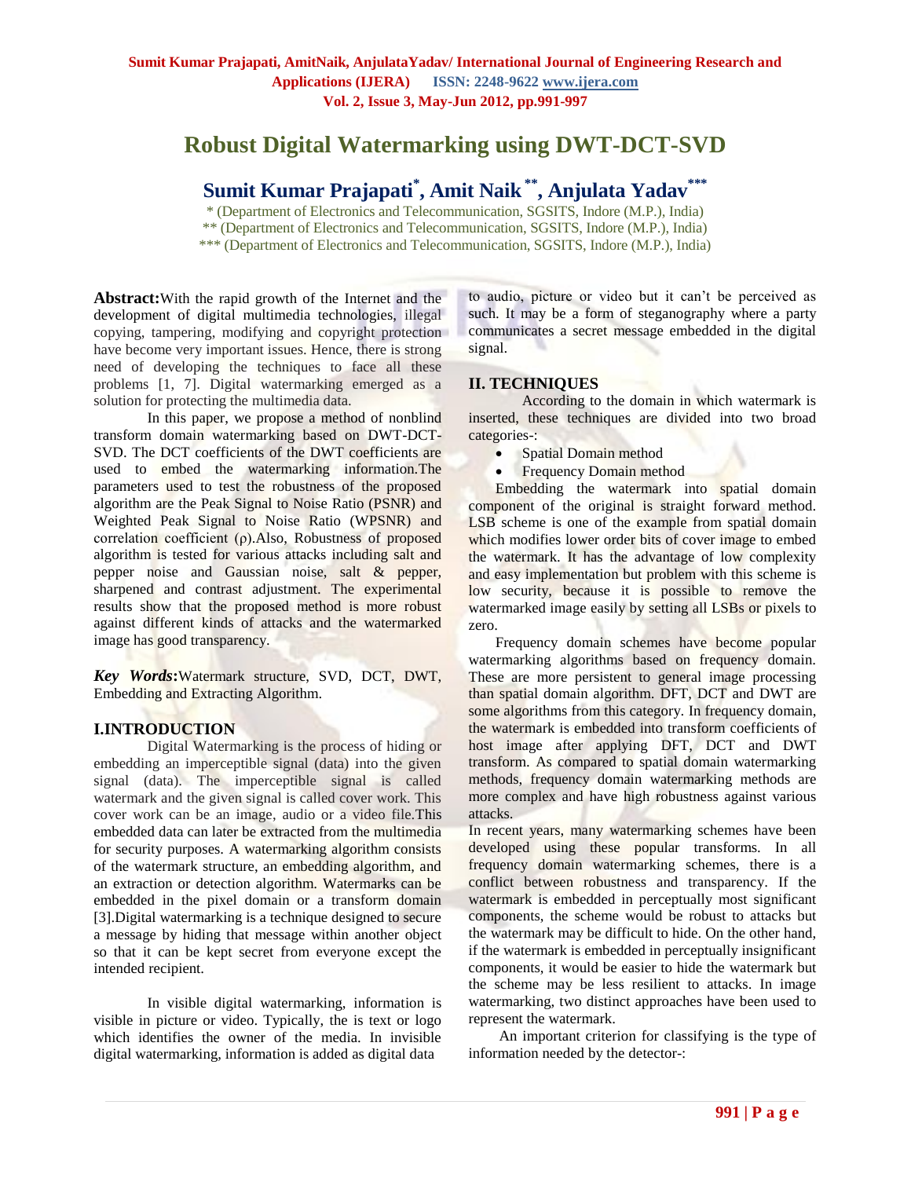# Robust Digital Watermarking using DWT-DCT-SVD

## Sumit Kumar Prajapati[*], Amit Naik [**], Anjulata Yadav[***]

\* (Department of Electronics and Telecommunication, SGSITS, Indore (M.P.), India)
\*\* (Department of Electronics and Telecommunication, SGSITS, Indore (M.P.), India)
\*\*\* (Department of Electronics and Telecommunication, SGSITS, Indore (M.P.), India)

**Abstract:**With the rapid growth of the Internet and the development of digital multimedia technologies, illegal copying, tampering, modifying and copyright protection have become very important issues. Hence, there is strong need of developing the techniques to face all these problems [1, 7]. Digital watermarking emerged as a solution for protecting the multimedia data.

In this paper, we propose a method of nonblind transform domain watermarking based on DWT-DCT-SVD. The DCT coefficients of the DWT coefficients are used to embed the watermarking information.The parameters used to test the robustness of the proposed algorithm are the Peak Signal to Noise Ratio (PSNR) and Weighted Peak Signal to Noise Ratio (WPSNR) and correlation coefficient (ρ).Also, Robustness of proposed algorithm is tested for various attacks including salt and pepper noise and Gaussian noise, salt & pepper, sharpened and contrast adjustment. The experimental results show that the proposed method is more robust against different kinds of attacks and the watermarked image has good transparency.

***Key Words*:**Watermark structure, SVD, DCT, DWT, Embedding and Extracting Algorithm.

## I.INTRODUCTION

Digital Watermarking is the process of hiding or embedding an imperceptible signal (data) into the given signal (data). The imperceptible signal is called watermark and the given signal is called cover work. This cover work can be an image, audio or a video file.This embedded data can later be extracted from the multimedia for security purposes. A watermarking algorithm consists of the watermark structure, an embedding algorithm, and an extraction or detection algorithm. Watermarks can be embedded in the pixel domain or a transform domain [3].Digital watermarking is a technique designed to secure a message by hiding that message within another object so that it can be kept secret from everyone except the intended recipient.

In visible digital watermarking, information is visible in picture or video. Typically, the is text or logo which identifies the owner of the media. In invisible digital watermarking, information is added as digital data to audio, picture or video but it can't be perceived as such. It may be a form of steganography where a party communicates a secret message embedded in the digital signal.

## II. TECHNIQUES

According to the domain in which watermark is inserted, these techniques are divided into two broad categories-:

- Spatial Domain method
- Frequency Domain method

Embedding the watermark into spatial domain component of the original is straight forward method. LSB scheme is one of the example from spatial domain which modifies lower order bits of cover image to embed the watermark. It has the advantage of low complexity and easy implementation but problem with this scheme is low security, because it is possible to remove the watermarked image easily by setting all LSBs or pixels to zero.

Frequency domain schemes have become popular watermarking algorithms based on frequency domain. These are more persistent to general image processing than spatial domain algorithm. DFT, DCT and DWT are some algorithms from this category. In frequency domain, the watermark is embedded into transform coefficients of host image after applying DFT, DCT and DWT transform. As compared to spatial domain watermarking methods, frequency domain watermarking methods are more complex and have high robustness against various attacks.

In recent years, many watermarking schemes have been developed using these popular transforms. In all frequency domain watermarking schemes, there is a conflict between robustness and transparency. If the watermark is embedded in perceptually most significant components, the scheme would be robust to attacks but the watermark may be difficult to hide. On the other hand, if the watermark is embedded in perceptually insignificant components, it would be easier to hide the watermark but the scheme may be less resilient to attacks. In image watermarking, two distinct approaches have been used to represent the watermark.

An important criterion for classifying is the type of information needed by the detector-: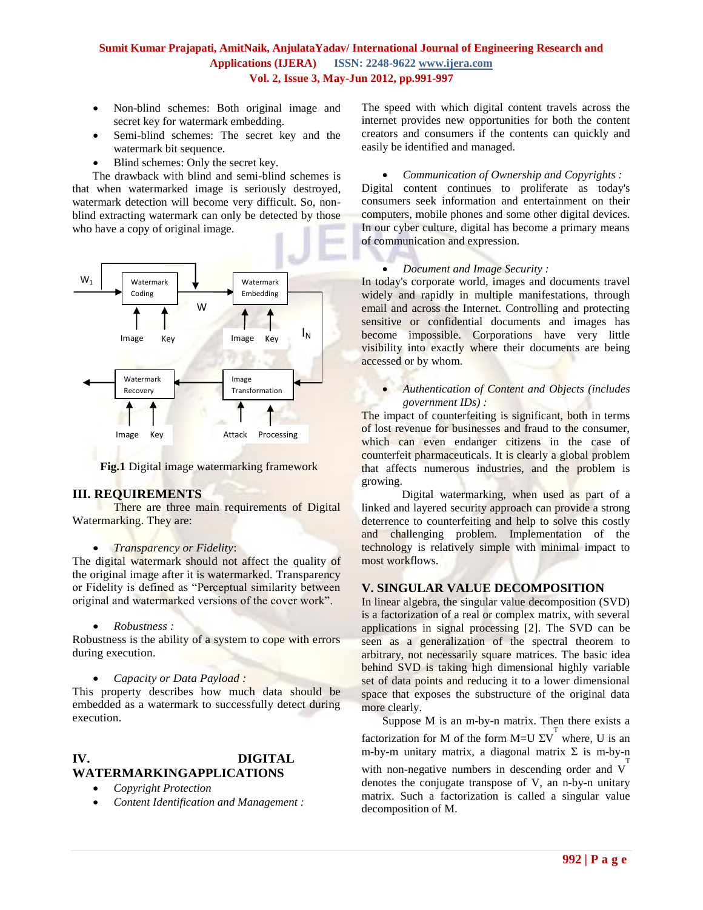- Non-blind schemes: Both original image and secret key for watermark embedding.
- Semi-blind schemes: The secret key and the watermark bit sequence.
- Blind schemes: Only the secret key.

The drawback with blind and semi-blind schemes is that when watermarked image is seriously destroyed, watermark detection will become very difficult. So, non-blind extracting watermark can only be detected by those who have a copy of original image.

**Fig.1** Digital image watermarking framework

## III. REQUIREMENTS

There are three main requirements of Digital Watermarking. They are:

- *Transparency or Fidelity*:

The digital watermark should not affect the quality of the original image after it is watermarked. Transparency or Fidelity is defined as "Perceptual similarity between original and watermarked versions of the cover work".

- *Robustness :*

Robustness is the ability of a system to cope with errors during execution.

- *Capacity or Data Payload :*

This property describes how much data should be embedded as a watermark to successfully detect during execution.

## IV. DIGITAL WATERMARKINGAPPLICATIONS

- *Copyright Protection*
- *Content Identification and Management :*

The speed with which digital content travels across the internet provides new opportunities for both the content creators and consumers if the contents can quickly and easily be identified and managed.

- *Communication of Ownership and Copyrights :*

Digital content continues to proliferate as today's consumers seek information and entertainment on their computers, mobile phones and some other digital devices. In our cyber culture, digital has become a primary means of communication and expression.

- *Document and Image Security :*

In today's corporate world, images and documents travel widely and rapidly in multiple manifestations, through email and across the Internet. Controlling and protecting sensitive or confidential documents and images has become impossible. Corporations have very little visibility into exactly where their documents are being accessed or by whom.

- *Authentication of Content and Objects (includes government IDs) :*

The impact of counterfeiting is significant, both in terms of lost revenue for businesses and fraud to the consumer, which can even endanger citizens in the case of counterfeit pharmaceuticals. It is clearly a global problem that affects numerous industries, and the problem is growing.

Digital watermarking, when used as part of a linked and layered security approach can provide a strong deterrence to counterfeiting and help to solve this costly and challenging problem. Implementation of the technology is relatively simple with minimal impact to most workflows.

## V. SINGULAR VALUE DECOMPOSITION

In linear algebra, the singular value decomposition (SVD) is a factorization of a real or complex matrix, with several applications in signal processing [2]. The SVD can be seen as a generalization of the spectral theorem to arbitrary, not necessarily square matrices. The basic idea behind SVD is taking high dimensional highly variable set of data points and reducing it to a lower dimensional space that exposes the substructure of the original data more clearly.

Suppose M is an m-by-n matrix. Then there exists a factorization for M of the form $M=U\Sigma V^T$ where, U is an m-by-m unitary matrix, a diagonal matrix $\Sigma$ is m-by-n with non-negative numbers in descending order and $V^T$ denotes the conjugate transpose of V, an n-by-n unitary matrix. Such a factorization is called a singular value decomposition of M.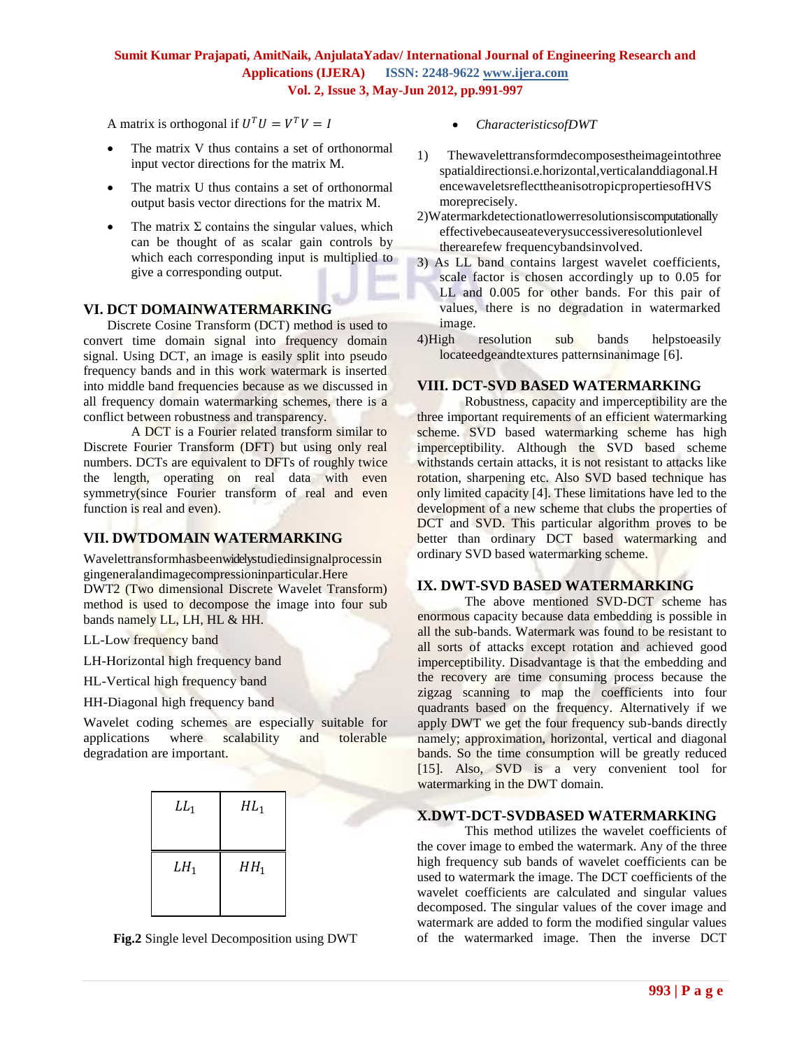A matrix is orthogonal if $U^T U = V^T V = I$

- The matrix V thus contains a set of orthonormal input vector directions for the matrix M.
- The matrix U thus contains a set of orthonormal output basis vector directions for the matrix M.
- The matrix Σ contains the singular values, which can be thought of as scalar gain controls by which each corresponding input is multiplied to give a corresponding output.

## VI. DCT DOMAINWATERMARKING

Discrete Cosine Transform (DCT) method is used to convert time domain signal into frequency domain signal. Using DCT, an image is easily split into pseudo frequency bands and in this work watermark is inserted into middle band frequencies because as we discussed in all frequency domain watermarking schemes, there is a conflict between robustness and transparency.

A DCT is a Fourier related transform similar to Discrete Fourier Transform (DFT) but using only real numbers. DCTs are equivalent to DFTs of roughly twice the length, operating on real data with even symmetry(since Fourier transform of real and even function is real and even).

## VII. DWTDOMAIN WATERMARKING

Wavelettransformhasbeenwidelystudiedinsignalprocessingingeneralandimagecompressioninparticular.Here DWT2 (Two dimensional Discrete Wavelet Transform) method is used to decompose the image into four sub bands namely LL, LH, HL & HH.

LL-Low frequency band

LH-Horizontal high frequency band

HL-Vertical high frequency band

HH-Diagonal high frequency band

Wavelet coding schemes are especially suitable for applications where scalability and tolerable degradation are important.

| $LL_1$ | $HL_1$ |
|---|---|
| $LH_1$ | $HH_1$ |

**Fig.2** Single level Decomposition using DWT

- *CharacteristicsofDWT*

1) Thewavelettransformdecomposestheimageintothree spatialdirectionsi.e.horizontal,verticalanddiagonal.Hencewaveletsreflecttheanisotropicpropertiesof HVS moreprecisely.

2)Watermarkdetectionatlowerresolutionsiscomputationally effectivebecauseateverysuccessiveresolutionlevel therearefew frequencybandsinvolved.

3) As LL band contains largest wavelet coefficients, scale factor is chosen accordingly up to 0.05 for LL and 0.005 for other bands. For this pair of values, there is no degradation in watermarked image.

4)High resolution sub bands helpstoeasily locateedgeandtextures patternsinanimage [6].

## VIII. DCT-SVD BASED WATERMARKING

Robustness, capacity and imperceptibility are the three important requirements of an efficient watermarking scheme. SVD based watermarking scheme has high imperceptibility. Although the SVD based scheme withstands certain attacks, it is not resistant to attacks like rotation, sharpening etc. Also SVD based technique has only limited capacity [4]. These limitations have led to the development of a new scheme that clubs the properties of DCT and SVD. This particular algorithm proves to be better than ordinary DCT based watermarking and ordinary SVD based watermarking scheme.

## IX. DWT-SVD BASED WATERMARKING

The above mentioned SVD-DCT scheme has enormous capacity because data embedding is possible in all the sub-bands. Watermark was found to be resistant to all sorts of attacks except rotation and achieved good imperceptibility. Disadvantage is that the embedding and the recovery are time consuming process because the zigzag scanning to map the coefficients into four quadrants based on the frequency. Alternatively if we apply DWT we get the four frequency sub-bands directly namely; approximation, horizontal, vertical and diagonal bands. So the time consumption will be greatly reduced [15]. Also, SVD is a very convenient tool for watermarking in the DWT domain.

## X.DWT-DCT-SVDBASED WATERMARKING

This method utilizes the wavelet coefficients of the cover image to embed the watermark. Any of the three high frequency sub bands of wavelet coefficients can be used to watermark the image. The DCT coefficients of the wavelet coefficients are calculated and singular values decomposed. The singular values of the cover image and watermark are added to form the modified singular values of the watermarked image. Then the inverse DCT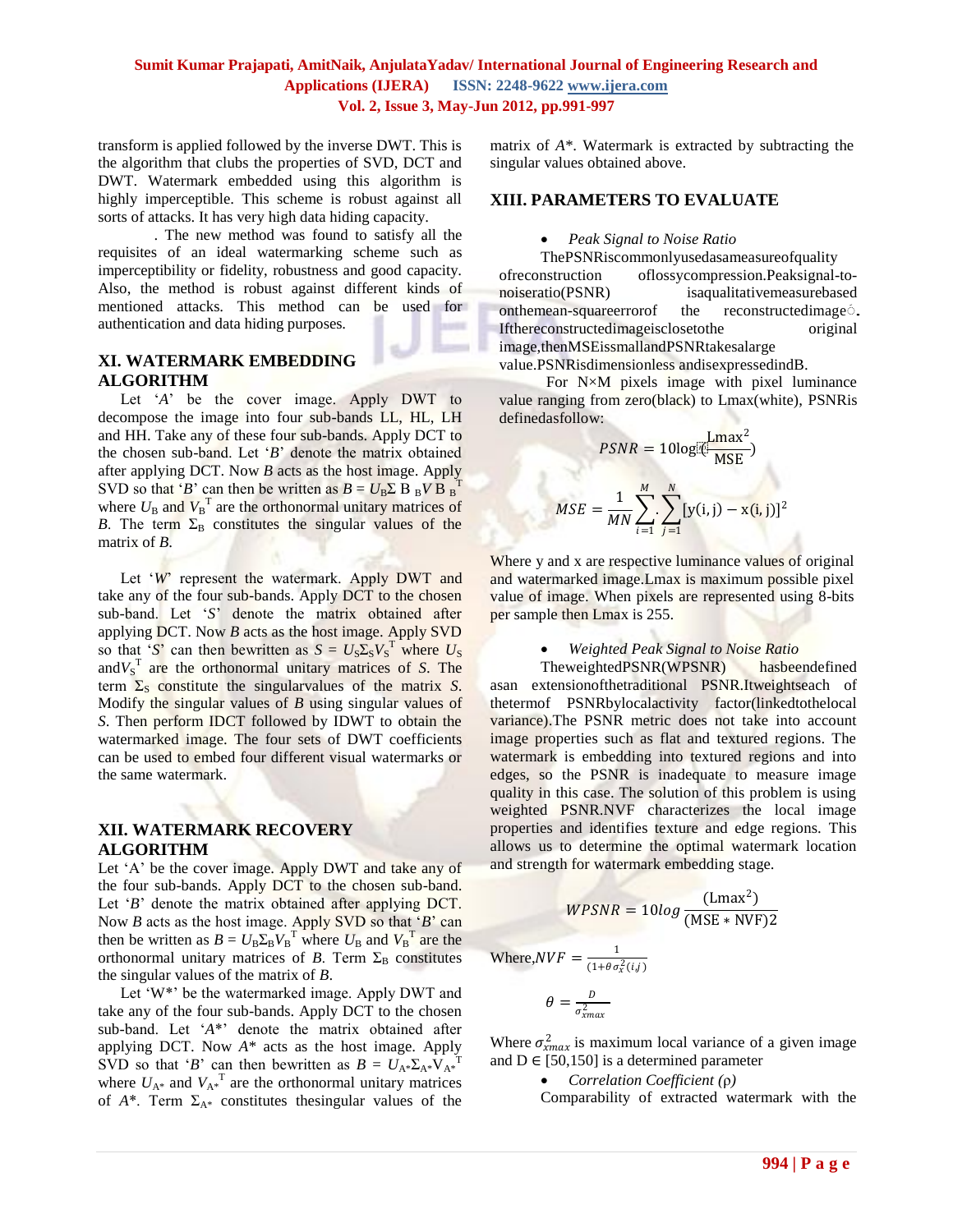transform is applied followed by the inverse DWT. This is the algorithm that clubs the properties of SVD, DCT and DWT. Watermark embedded using this algorithm is highly imperceptible. This scheme is robust against all sorts of attacks. It has very high data hiding capacity.

. The new method was found to satisfy all the requisites of an ideal watermarking scheme such as imperceptibility or fidelity, robustness and good capacity. Also, the method is robust against different kinds of mentioned attacks. This method can be used for authentication and data hiding purposes.

## XI. WATERMARK EMBEDDING ALGORITHM

Let '*A*' be the cover image. Apply DWT to decompose the image into four sub-bands LL, HL, LH and HH. Take any of these four sub-bands. Apply DCT to the chosen sub-band. Let '*B*' denote the matrix obtained after applying DCT. Now *B* acts as the host image. Apply SVD so that '*B*' can then be written as $B = U_B \Sigma B_B V B_B^T$ where $U_B$ and $V_B^T$ are the orthonormal unitary matrices of *B*. The term $\Sigma_B$ constitutes the singular values of the matrix of *B*.

Let '*W*' represent the watermark. Apply DWT and take any of the four sub-bands. Apply DCT to the chosen sub-band. Let '*S*' denote the matrix obtained after applying DCT. Now *B* acts as the host image. Apply SVD so that '*S*' can then be written as $S = U_S \Sigma_S V_S^T$ where $U_S$ and $V_S^T$ are the orthonormal unitary matrices of *S*. The term $\Sigma_S$ constitute the singularvalues of the matrix *S*. Modify the singular values of *B* using singular values of *S*. Then perform IDCT followed by IDWT to obtain the watermarked image. The four sets of DWT coefficients can be used to embed four different visual watermarks or the same watermark.

## XII. WATERMARK RECOVERY ALGORITHM

Let 'A' be the cover image. Apply DWT and take any of the four sub-bands. Apply DCT to the chosen sub-band. Let '*B*' denote the matrix obtained after applying DCT. Now *B* acts as the host image. Apply SVD so that '*B*' can then be written as $B = U_B \Sigma_B V_B^T$ where $U_B$ and $V_B^T$ are the orthonormal unitary matrices of *B*. Term $\Sigma_B$ constitutes the singular values of the matrix of *B*.

Let 'W\*' be the watermarked image. Apply DWT and take any of the four sub-bands. Apply DCT to the chosen sub-band. Let '*A*\*' denote the matrix obtained after applying DCT. Now *A*\* acts as the host image. Apply SVD so that '*B*' can then be written as $B = U_{A*} \Sigma_{A*} V_{A*}^T$ where $U_{A*}$ and $V_{A*}^T$ are the orthonormal unitary matrices of *A*\*. Term $\Sigma_{A*}$ constitutes thesingular values of the matrix of *A*\*. Watermark is extracted by subtracting the singular values obtained above.

## XIII. PARAMETERS TO EVALUATE

- *Peak Signal to Noise Ratio*

ThePSNRiscommonlyusedasameasureofquality ofreconstruction oflossycompression.Peaksignal-to-noiseratio(PSNR) isaqualitativemeasurebased onthemean-squareerrorof the reconstructedimage. Ifthereconstructedimageisclosetothe original image,thenMSEissmallandPSNRtakesalarge value.PSNRisdimensionless andisexpressedindB.

For N×M pixels image with pixel luminance value ranging from zero(black) to Lmax(white), PSNRis definedasfollow:

$$PSNR = 10\log\left(\frac{\text{Lmax}^2}{\text{MSE}}\right)$$

$$MSE = \frac{1}{MN}\sum_{i=1}^{M}.\sum_{j=1}^{N}[\text{y(i, j)} - \text{x(i, j)}]^2$$

Where y and x are respective luminance values of original and watermarked image.Lmax is maximum possible pixel value of image. When pixels are represented using 8-bits per sample then Lmax is 255.

- *Weighted Peak Signal to Noise Ratio*

TheweightedPSNR(WPSNR) hasbeendefined asan extensionofthetraditional PSNR.Itweightseach of thetermof PSNRbylocalactivity factor(linkedtothelocal variance).The PSNR metric does not take into account image properties such as flat and textured regions. The watermark is embedding into textured regions and into edges, so the PSNR is inadequate to measure image quality in this case. The solution of this problem is using weighted PSNR.NVF characterizes the local image properties and identifies texture and edge regions. This allows us to determine the optimal watermark location and strength for watermark embedding stage.

$$WPSNR = 10log\frac{(\text{Lmax}^2)}{(\text{MSE} * \text{NVF})2}$$

Where, $NVF = \frac{1}{(1+\theta\sigma_x^2(i,j))}$

$$\theta = \frac{D}{\sigma_{xmax}^2}$$

Where $\sigma_{xmax}^2$ is maximum local variance of a given image and D ∈ [50,150] is a determined parameter

- *Correlation Coefficient (ρ)*

Comparability of extracted watermark with the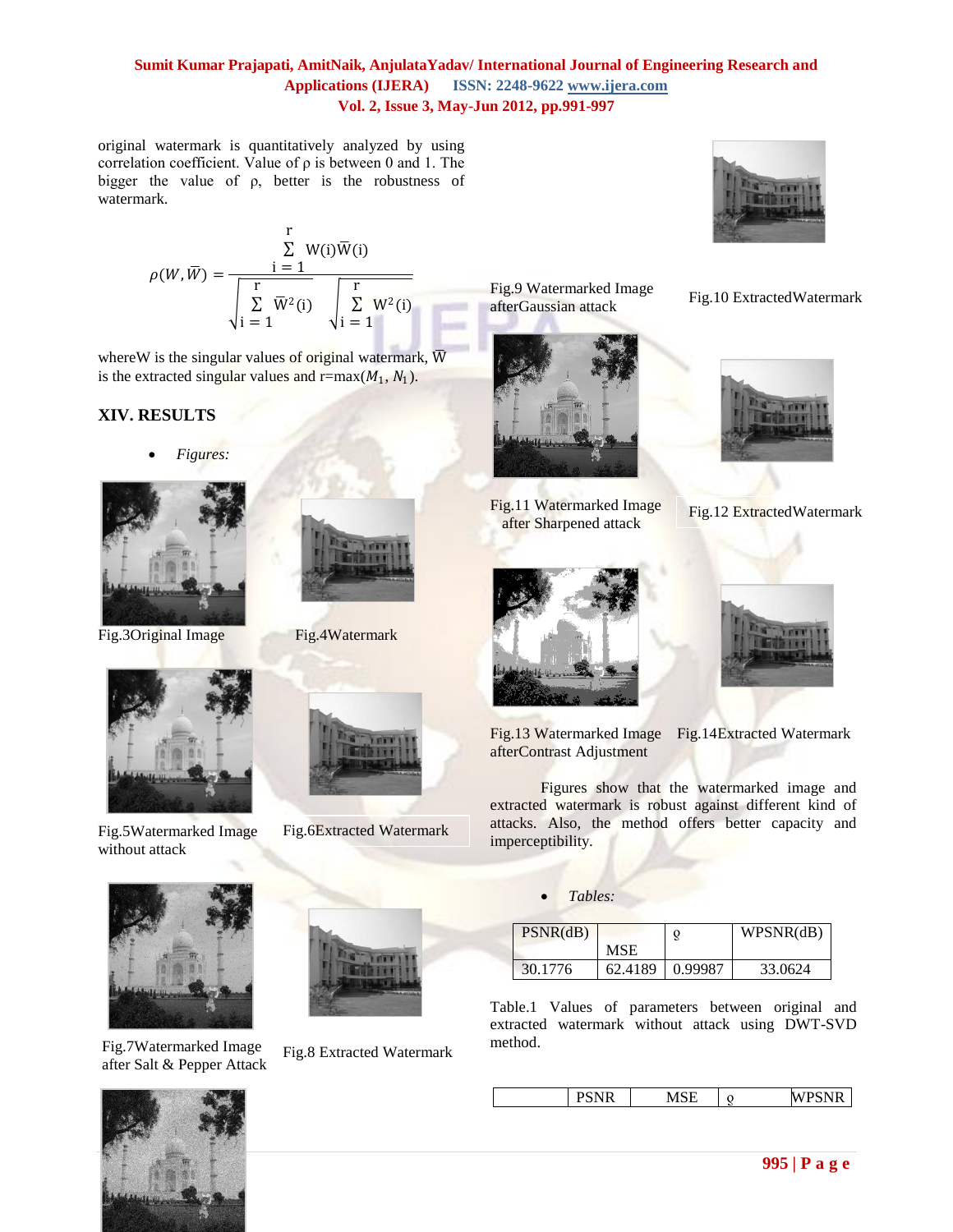original watermark is quantitatively analyzed by using correlation coefficient. Value of ρ is between 0 and 1. The bigger the value of ρ, better is the robustness of watermark.

$$\rho(W,\overline{W}) = \frac{\sum_{i=1}^{r} W(i)\overline{W}(i)}{\sqrt{\sum_{i=1}^{r} \overline{W}^2(i)}\sqrt{\sum_{i=1}^{r} W^2(i)}}$$

whereW is the singular values of original watermark, $\overline{W}$ is the extracted singular values and r=max($M_1$, $N_1$).

## XIV. RESULTS

- *Figures:*

Fig.3Original Image

Fig.4Watermark

Fig.5Watermarked Image without attack

Fig.6Extracted Watermark

Fig.7Watermarked Image after Salt & Pepper Attack

Fig.8 Extracted Watermark

Fig.9 Watermarked Image afterGaussian attack

Fig.10 ExtractedWatermark

Fig.11 Watermarked Image after Sharpened attack

Fig.12 ExtractedWatermark

Fig.13 Watermarked Image afterContrast Adjustment

Fig.14Extracted Watermark

Figures show that the watermarked image and extracted watermark is robust against different kind of attacks. Also, the method offers better capacity and imperceptibility.

- *Tables:*

| PSNR(dB) | MSE | ϱ | WPSNR(dB) |
|---|---|---|---|
| 30.1776 | 62.4189 | 0.99987 | 33.0624 |

Table.1 Values of parameters between original and extracted watermark without attack using DWT-SVD method.

| | PSNR | MSE | ϱ | WPSNR |
|---|---|---|---|---|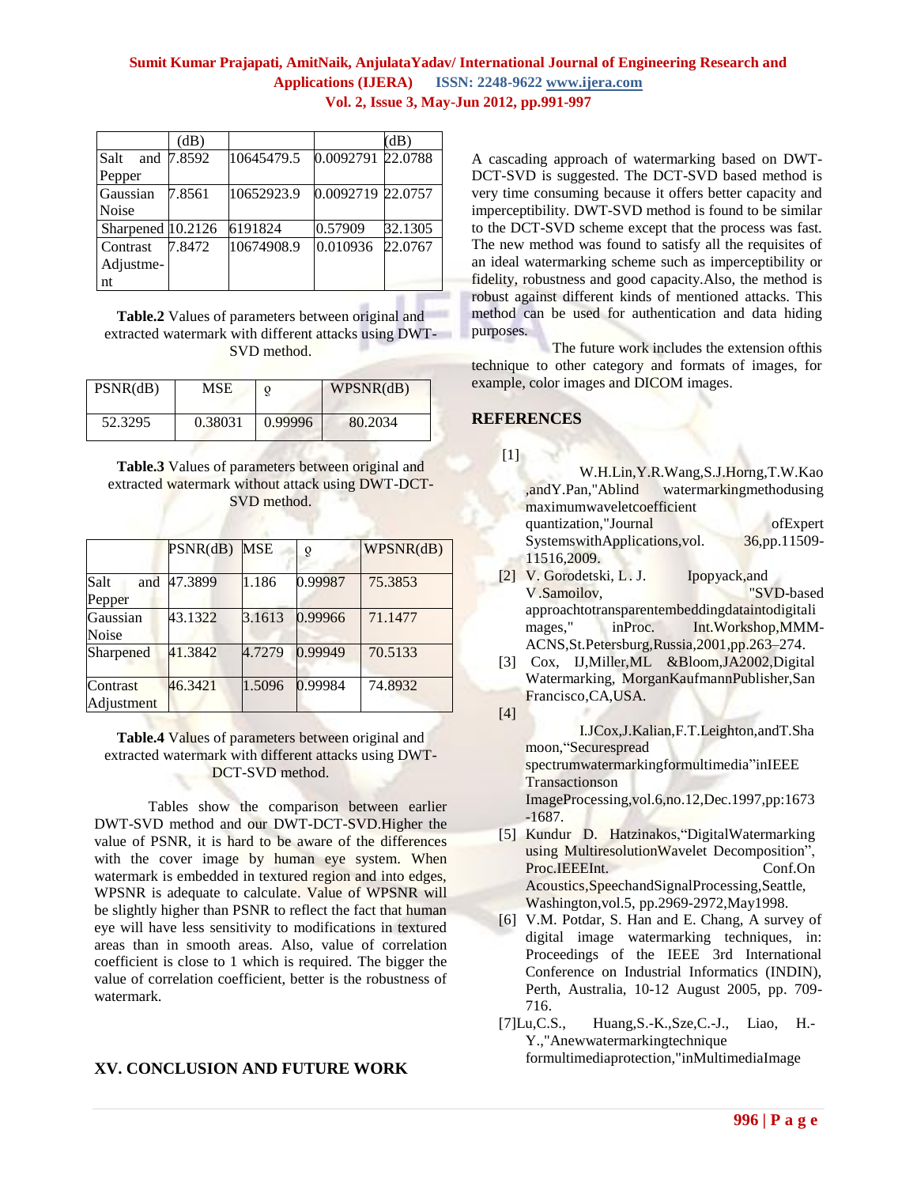| | (dB) | | | (dB) |
|---|---|---|---|---|
| Salt and Pepper | 7.8592 | 10645479.5 | 0.0092791 | 22.0788 |
| Gaussian Noise | 7.8561 | 10652923.9 | 0.0092719 | 22.0757 |
| Sharpened | 10.2126 | 6191824 | 0.57909 | 32.1305 |
| Contrast Adjustment | 7.8472 | 10674908.9 | 0.010936 | 22.0767 |

**Table.2** Values of parameters between original and extracted watermark with different attacks using DWT-SVD method.

| PSNR(dB) | MSE | ϱ | WPSNR(dB) |
|---|---|---|---|
| 52.3295 | 0.38031 | 0.99996 | 80.2034 |

**Table.3** Values of parameters between original and extracted watermark without attack using DWT-DCT-SVD method.

| | PSNR(dB) | MSE | ϱ | WPSNR(dB) |
|---|---|---|---|---|
| Salt and Pepper | 47.3899 | 1.186 | 0.99987 | 75.3853 |
| Gaussian Noise | 43.1322 | 3.1613 | 0.99966 | 71.1477 |
| Sharpened | 41.3842 | 4.7279 | 0.99949 | 70.5133 |
| Contrast Adjustment | 46.3421 | 1.5096 | 0.99984 | 74.8932 |

**Table.4** Values of parameters between original and extracted watermark with different attacks using DWT-DCT-SVD method.

Tables show the comparison between earlier DWT-SVD method and our DWT-DCT-SVD.Higher the value of PSNR, it is hard to be aware of the differences with the cover image by human eye system. When watermark is embedded in textured region and into edges, WPSNR is adequate to calculate. Value of WPSNR will be slightly higher than PSNR to reflect the fact that human eye will have less sensitivity to modifications in textured areas than in smooth areas. Also, value of correlation coefficient is close to 1 which is required. The bigger the value of correlation coefficient, better is the robustness of watermark.

## XV. CONCLUSION AND FUTURE WORK

A cascading approach of watermarking based on DWT-DCT-SVD is suggested. The DCT-SVD based method is very time consuming because it offers better capacity and imperceptibility. DWT-SVD method is found to be similar to the DCT-SVD scheme except that the process was fast. The new method was found to satisfy all the requisites of an ideal watermarking scheme such as imperceptibility or fidelity, robustness and good capacity.Also, the method is robust against different kinds of mentioned attacks. This method can be used for authentication and data hiding purposes.

The future work includes the extension ofthis technique to other category and formats of images, for example, color images and DICOM images.

## REFERENCES

[1] W.H.Lin,Y.R.Wang,S.J.Horng,T.W.Kao ,andY.Pan,"Ablind watermarkingmethodusing maximumwaveletcoefficient quantization,"Journal ofExpert SystemswithApplications,vol. 36,pp.11509-11516,2009.

[2] V. Gorodetski, L. J. Ipopyack,and V.Samoilov, "SVD-based approachtotransparentembeddingdataintodigitalimages," inProc. Int.Workshop,MMM-ACNS,St.Petersburg,Russia,2001,pp.263–274.

[3] Cox, IJ,Miller,ML &Bloom,JA2002,Digital Watermarking, MorganKaufmannPublisher,San Francisco,CA,USA.

[4] I.JCox,J.Kalian,F.T.Leighton,andT.Shamoon,"Securespread spectrumwatermarkingformultimedia"inIEEE Transactionson ImageProcessing,vol.6,no.12,Dec.1997,pp:1673-1687.

[5] Kundur D. Hatzinakos,"DigitalWatermarking using MultiresolutionWavelet Decomposition", Proc.IEEEInt. Conf.On Acoustics,SpeechandSignalProcessing,Seattle, Washington,vol.5, pp.2969-2972,May1998.

[6] V.M. Potdar, S. Han and E. Chang, A survey of digital image watermarking techniques, in: Proceedings of the IEEE 3rd International Conference on Industrial Informatics (INDIN), Perth, Australia, 10-12 August 2005, pp. 709-716.

[7] Lu,C.S., Huang,S.-K.,Sze,C.-J., Liao, H.-Y.,"Anewwatermarkingtechnique formultimediaprotection,"inMultimediaImage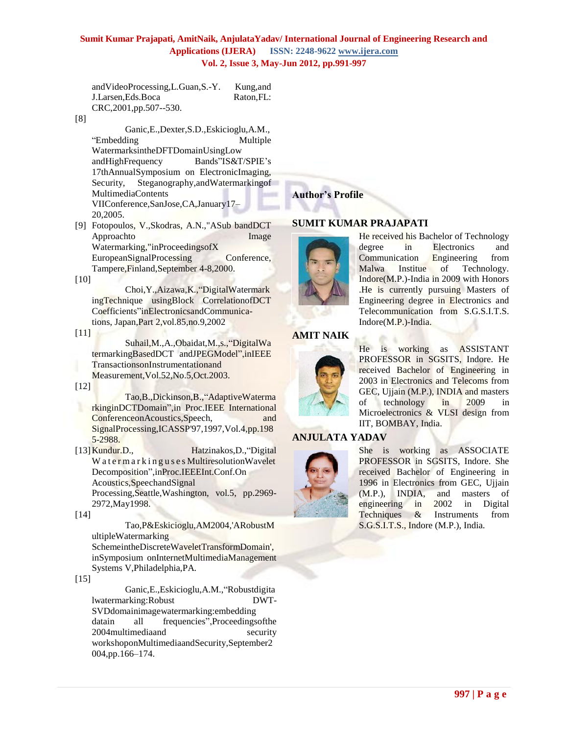andVideoProcessing,L.Guan,S.-Y. Kung,and J.Larsen,Eds.Boca Raton,FL: CRC,2001,pp.507--530.

[8] Ganic,E.,Dexter,S.D.,Eskicioglu,A.M., "Embedding Multiple WatermarksintheDFTDomainUsingLow andHighFrequency Bands"IS&T/SPIE's 17thAnnualSymposium on ElectronicImaging, Security, Steganography,andWatermarkingof MultimediaContents VIIConference,SanJose,CA,January17–20,2005.

[9] Fotopoulos, V.,Skodras, A.N.,"ASub bandDCT Approachto Image Watermarking,"inProceedingsofX EuropeanSignalProcessing Conference, Tampere,Finland,September 4-8,2000.

[10] Choi,Y.,Aizawa,K.,"DigitalWatermark ingTechnique usingBlock CorrelationofDCT Coefficients"inElectronicsandCommunica-tions, Japan,Part 2,vol.85,no.9,2002

[11] Suhail,M.,A.,Obaidat,M.,s.,"DigitalWa termarkingBasedDCT andJPEGModel",inIEEE TransactionsonInstrumentationand Measurement,Vol.52,No.5,Oct.2003.

[12] Tao,B.,Dickinson,B.,"AdaptiveWaterma rkinginDCTDomain",in Proc.IEEE International ConferenceonAcoustics,Speech, and SignalProcessing,ICASSP'97,1997,Vol.4,pp.1985-2988.

[13] Kundur.D., Hatzinakos,D.,"Digital W a t e r m a r k i n g u s e s MultiresolutionWavelet Decomposition",inProc.IEEEInt.Conf.On Acoustics,SpeechandSignal Processing,Seattle,Washington, vol.5, pp.2969-2972,May1998.

[14] Tao,P&Eskicioglu,AM2004,'ARobustM ultipleWatermarking SchemeintheDiscreteWaveletTransformDomain', inSymposium onInternetMultimediaManagement Systems V,Philadelphia,PA.

[15] Ganic,E.,Eskicioglu,A.M.,"Robustdigita lwatermarking:Robust DWT-SVDdomainimagewatermarking:embedding datain all frequencies",Proceedingsofthe 2004multimediaand security workshoponMultimediaandSecurity,September2004,pp.166–174.

## Author's Profile

### SUMIT KUMAR PRAJAPATI

He received his Bachelor of Technology degree in Electronics and Communication Engineering from Malwa Institue of Technology. Indore(M.P.)-India in 2009 with Honors .He is currently pursuing Masters of Engineering degree in Electronics and Telecommunication from S.G.S.I.T.S. Indore(M.P.)-India.

### AMIT NAIK

He is working as ASSISTANT PROFESSOR in SGSITS, Indore. He received Bachelor of Engineering in 2003 in Electronics and Telecoms from GEC, Ujjain (M.P.), INDIA and masters of technology in 2009 in Microelectronics & VLSI design from IIT, BOMBAY, India.

### ANJULATA YADAV

She is working as ASSOCIATE PROFESSOR in SGSITS, Indore. She received Bachelor of Engineering in 1996 in Electronics from GEC, Ujjain (M.P.), INDIA, and masters of engineering in 2002 in Digital Techniques & Instruments from S.G.S.I.T.S., Indore (M.P.), India.